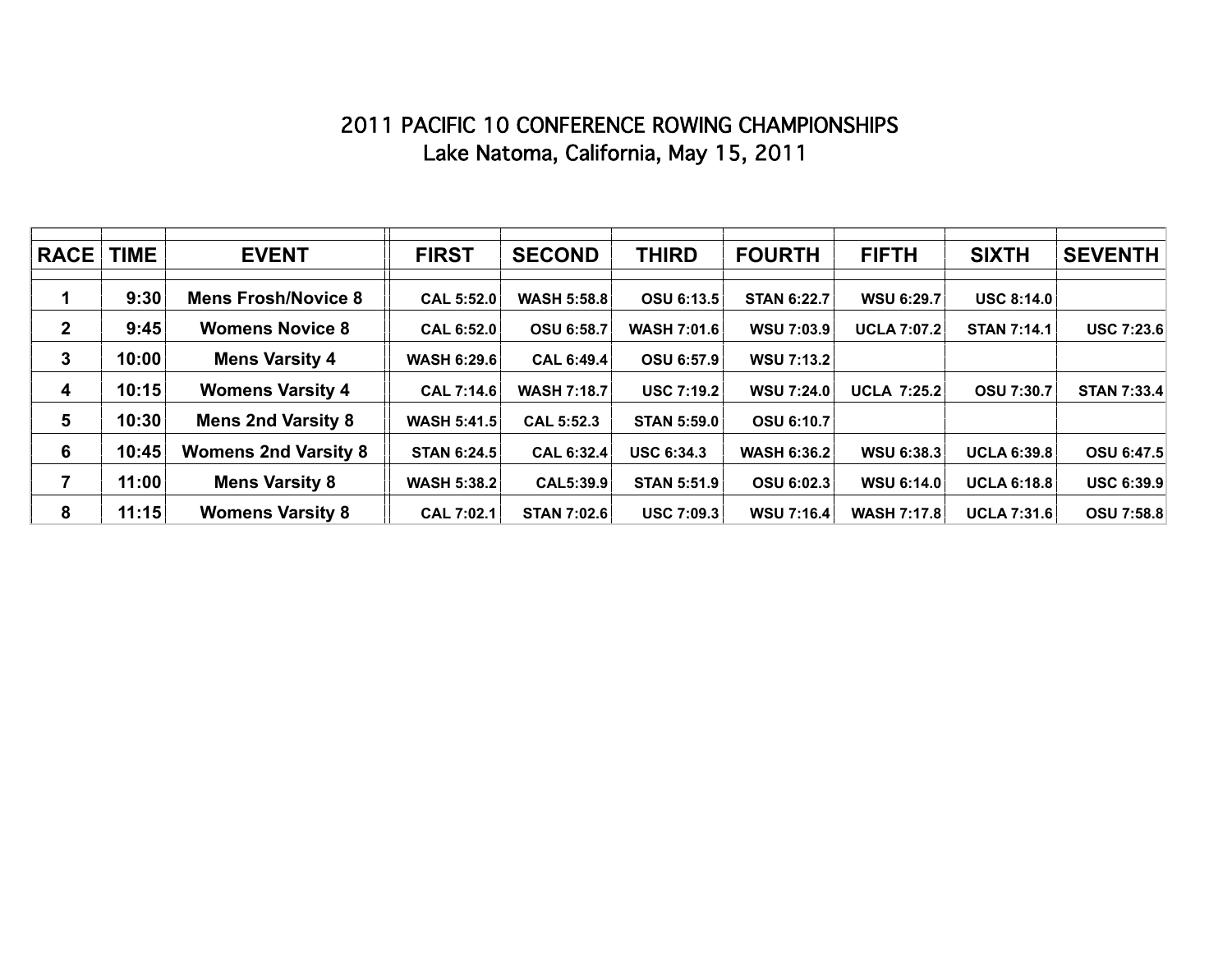# 2011 PACIFIC 10 CONFERENCE ROWING CHAMPIONSHIPS

Lake Natoma, California, May 15, 2011

| RACE | TIME | EVENT | FIRST | SECOND | THIRD | FOURTH | FIFTH | SIXTH | SEVENTH |
|---|---|---|---|---|---|---|---|---|---|
| 1 | 9:30 | Mens Frosh/Novice 8 | CAL 5:52.0 | WASH 5:58.8 | OSU 6:13.5 | STAN 6:22.7 | WSU 6:29.7 | USC 8:14.0 | |
| 2 | 9:45 | Womens Novice 8 | CAL 6:52.0 | OSU 6:58.7 | WASH 7:01.6 | WSU 7:03.9 | UCLA 7:07.2 | STAN 7:14.1 | USC 7:23.6 |
| 3 | 10:00 | Mens Varsity 4 | WASH 6:29.6 | CAL 6:49.4 | OSU 6:57.9 | WSU 7:13.2 | | | |
| 4 | 10:15 | Womens Varsity 4 | CAL 7:14.6 | WASH 7:18.7 | USC 7:19.2 | WSU 7:24.0 | UCLA 7:25.2 | OSU 7:30.7 | STAN 7:33.4 |
| 5 | 10:30 | Mens 2nd Varsity 8 | WASH 5:41.5 | CAL 5:52.3 | STAN 5:59.0 | OSU 6:10.7 | | | |
| 6 | 10:45 | Womens 2nd Varsity 8 | STAN 6:24.5 | CAL 6:32.4 | USC 6:34.3 | WASH 6:36.2 | WSU 6:38.3 | UCLA 6:39.8 | OSU 6:47.5 |
| 7 | 11:00 | Mens Varsity 8 | WASH 5:38.2 | CAL5:39.9 | STAN 5:51.9 | OSU 6:02.3 | WSU 6:14.0 | UCLA 6:18.8 | USC 6:39.9 |
| 8 | 11:15 | Womens Varsity 8 | CAL 7:02.1 | STAN 7:02.6 | USC 7:09.3 | WSU 7:16.4 | WASH 7:17.8 | UCLA 7:31.6 | OSU 7:58.8 |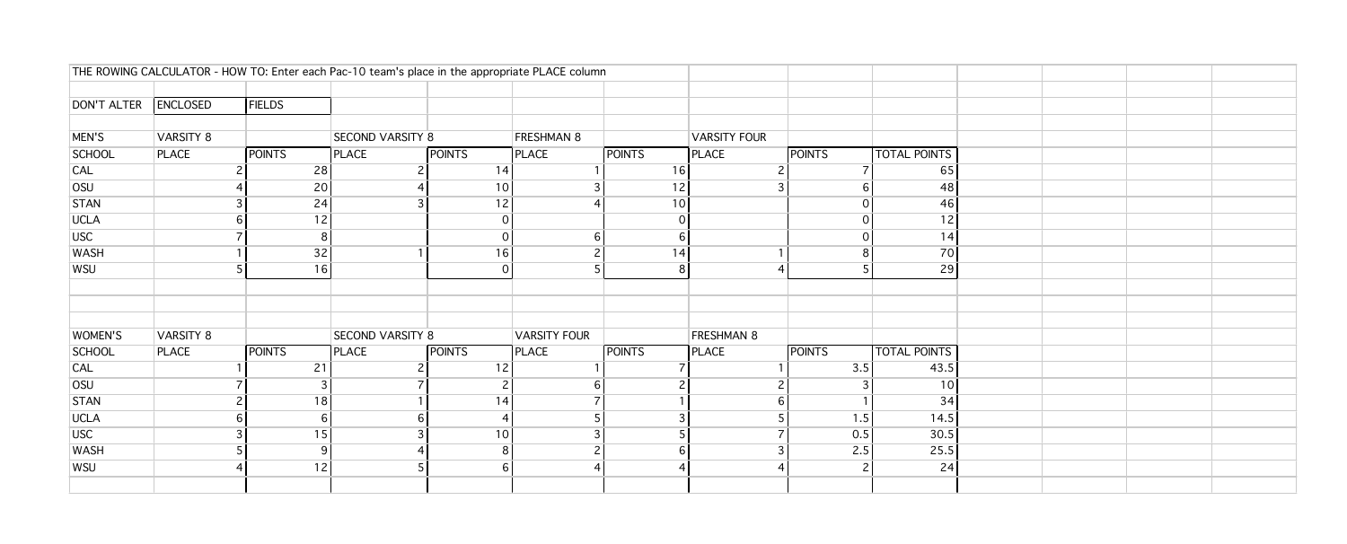THE ROWING CALCULATOR - HOW TO: Enter each Pac-10 team's place in the appropriate PLACE column

| DON'T ALTER | ENCLOSED | FIELDS | | | | | | | |
|---|---|---|---|---|---|---|---|---|---|
| MEN'S | VARSITY 8 | | SECOND VARSITY 8 | | FRESHMAN 8 | | VARSITY FOUR | | |
| SCHOOL | PLACE | POINTS | PLACE | POINTS | PLACE | POINTS | PLACE | POINTS | TOTAL POINTS |
| CAL | 2 | 28 | 2 | 14 | 1 | 16 | 2 | 7 | 65 |
| OSU | 4 | 20 | 4 | 10 | 3 | 12 | 3 | 6 | 48 |
| STAN | 3 | 24 | 3 | 12 | 4 | 10 | | 0 | 46 |
| UCLA | 6 | 12 | | 0 | | 0 | | 0 | 12 |
| USC | 7 | 8 | | 0 | 6 | 6 | | 0 | 14 |
| WASH | 1 | 32 | 1 | 16 | 2 | 14 | 1 | 8 | 70 |
| WSU | 5 | 16 | | 0 | 5 | 8 | 4 | 5 | 29 |

| WOMEN'S | VARSITY 8 | | SECOND VARSITY 8 | | VARSITY FOUR | | FRESHMAN 8 | | |
|---|---|---|---|---|---|---|---|---|---|
| SCHOOL | PLACE | POINTS | PLACE | POINTS | PLACE | POINTS | PLACE | POINTS | TOTAL POINTS |
| CAL | 1 | 21 | 2 | 12 | 1 | 7 | 1 | 3.5 | 43.5 |
| OSU | 7 | 3 | 7 | 2 | 6 | 2 | 2 | 3 | 10 |
| STAN | 2 | 18 | 1 | 14 | 7 | 1 | 6 | 1 | 34 |
| UCLA | 6 | 6 | 6 | 4 | 5 | 3 | 5 | 1.5 | 14.5 |
| USC | 3 | 15 | 3 | 10 | 3 | 5 | 7 | 0.5 | 30.5 |
| WASH | 5 | 9 | 4 | 8 | 2 | 6 | 3 | 2.5 | 25.5 |
| WSU | 4 | 12 | 5 | 6 | 4 | 4 | 4 | 2 | 24 |